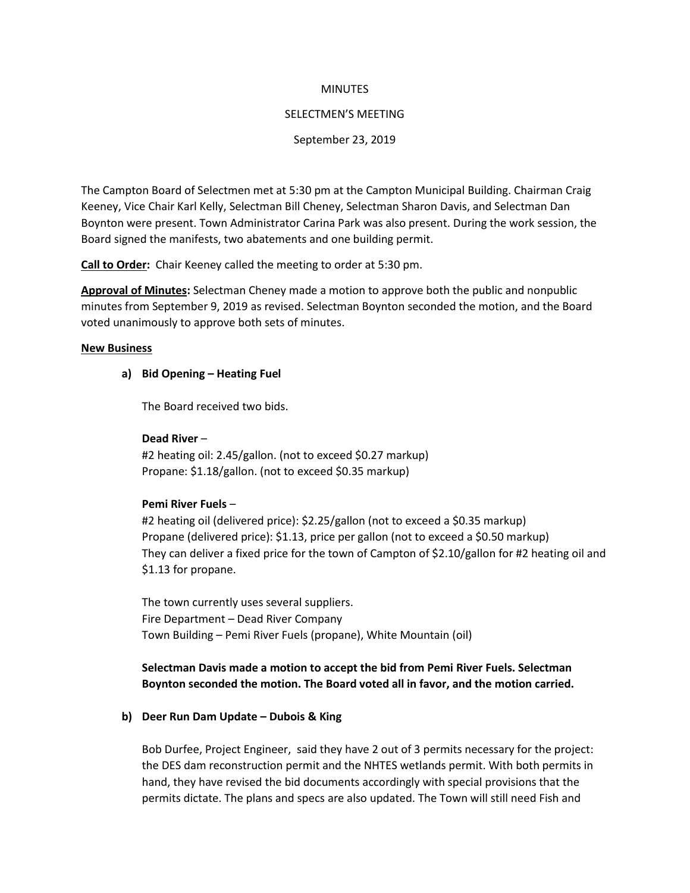MINUTES

SELECTMEN'S MEETING

September 23, 2019

The Campton Board of Selectmen met at 5:30 pm at the Campton Municipal Building. Chairman Craig Keeney, Vice Chair Karl Kelly, Selectman Bill Cheney, Selectman Sharon Davis, and Selectman Dan Boynton were present. Town Administrator Carina Park was also present. During the work session, the Board signed the manifests, two abatements and one building permit.

**Call to Order:** Chair Keeney called the meeting to order at 5:30 pm.

**Approval of Minutes:** Selectman Cheney made a motion to approve both the public and nonpublic minutes from September 9, 2019 as revised. Selectman Boynton seconded the motion, and the Board voted unanimously to approve both sets of minutes.

**New Business**

**a) Bid Opening – Heating Fuel**

The Board received two bids.

**Dead River** –
#2 heating oil: 2.45/gallon. (not to exceed $0.27 markup)
Propane: $1.18/gallon. (not to exceed $0.35 markup)

**Pemi River Fuels** –
#2 heating oil (delivered price): $2.25/gallon (not to exceed a $0.35 markup)
Propane (delivered price): $1.13, price per gallon (not to exceed a $0.50 markup)
They can deliver a fixed price for the town of Campton of $2.10/gallon for #2 heating oil and $1.13 for propane.

The town currently uses several suppliers.
Fire Department – Dead River Company
Town Building – Pemi River Fuels (propane), White Mountain (oil)

**Selectman Davis made a motion to accept the bid from Pemi River Fuels. Selectman Boynton seconded the motion. The Board voted all in favor, and the motion carried.**

**b) Deer Run Dam Update – Dubois & King**

Bob Durfee, Project Engineer, said they have 2 out of 3 permits necessary for the project: the DES dam reconstruction permit and the NHTES wetlands permit. With both permits in hand, they have revised the bid documents accordingly with special provisions that the permits dictate. The plans and specs are also updated. The Town will still need Fish and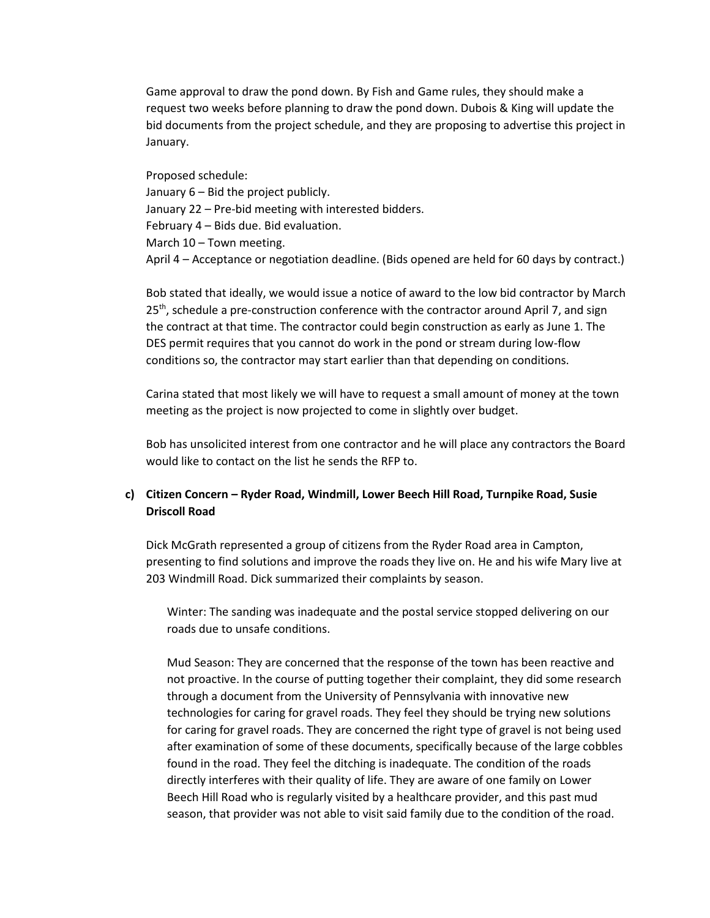Game approval to draw the pond down. By Fish and Game rules, they should make a request two weeks before planning to draw the pond down. Dubois & King will update the bid documents from the project schedule, and they are proposing to advertise this project in January.

Proposed schedule:
January 6 – Bid the project publicly.
January 22 – Pre-bid meeting with interested bidders.
February 4 – Bids due. Bid evaluation.
March 10 – Town meeting.
April 4 – Acceptance or negotiation deadline. (Bids opened are held for 60 days by contract.)

Bob stated that ideally, we would issue a notice of award to the low bid contractor by March 25th, schedule a pre-construction conference with the contractor around April 7, and sign the contract at that time. The contractor could begin construction as early as June 1. The DES permit requires that you cannot do work in the pond or stream during low-flow conditions so, the contractor may start earlier than that depending on conditions.

Carina stated that most likely we will have to request a small amount of money at the town meeting as the project is now projected to come in slightly over budget.

Bob has unsolicited interest from one contractor and he will place any contractors the Board would like to contact on the list he sends the RFP to.

**c) Citizen Concern – Ryder Road, Windmill, Lower Beech Hill Road, Turnpike Road, Susie Driscoll Road**

Dick McGrath represented a group of citizens from the Ryder Road area in Campton, presenting to find solutions and improve the roads they live on. He and his wife Mary live at 203 Windmill Road. Dick summarized their complaints by season.

> Winter: The sanding was inadequate and the postal service stopped delivering on our roads due to unsafe conditions.
>
> Mud Season: They are concerned that the response of the town has been reactive and not proactive. In the course of putting together their complaint, they did some research through a document from the University of Pennsylvania with innovative new technologies for caring for gravel roads. They feel they should be trying new solutions for caring for gravel roads. They are concerned the right type of gravel is not being used after examination of some of these documents, specifically because of the large cobbles found in the road. They feel the ditching is inadequate. The condition of the roads directly interferes with their quality of life. They are aware of one family on Lower Beech Hill Road who is regularly visited by a healthcare provider, and this past mud season, that provider was not able to visit said family due to the condition of the road.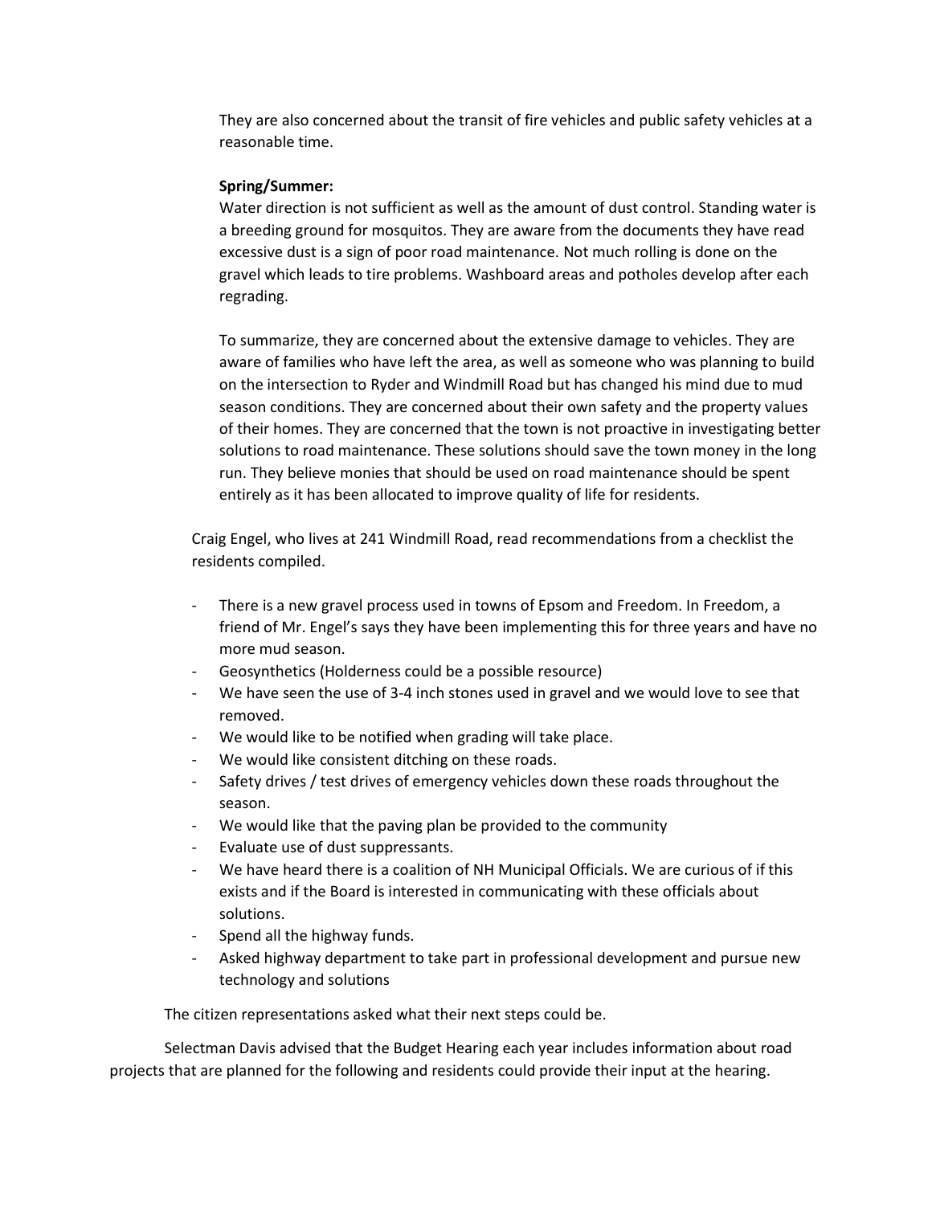They are also concerned about the transit of fire vehicles and public safety vehicles at a reasonable time.

**Spring/Summer:**
Water direction is not sufficient as well as the amount of dust control. Standing water is a breeding ground for mosquitos. They are aware from the documents they have read excessive dust is a sign of poor road maintenance. Not much rolling is done on the gravel which leads to tire problems. Washboard areas and potholes develop after each regrading.

To summarize, they are concerned about the extensive damage to vehicles. They are aware of families who have left the area, as well as someone who was planning to build on the intersection to Ryder and Windmill Road but has changed his mind due to mud season conditions. They are concerned about their own safety and the property values of their homes. They are concerned that the town is not proactive in investigating better solutions to road maintenance. These solutions should save the town money in the long run. They believe monies that should be used on road maintenance should be spent entirely as it has been allocated to improve quality of life for residents.

Craig Engel, who lives at 241 Windmill Road, read recommendations from a checklist the residents compiled.

- There is a new gravel process used in towns of Epsom and Freedom. In Freedom, a friend of Mr. Engel's says they have been implementing this for three years and have no more mud season.
- Geosynthetics (Holderness could be a possible resource)
- We have seen the use of 3-4 inch stones used in gravel and we would love to see that removed.
- We would like to be notified when grading will take place.
- We would like consistent ditching on these roads.
- Safety drives / test drives of emergency vehicles down these roads throughout the season.
- We would like that the paving plan be provided to the community
- Evaluate use of dust suppressants.
- We have heard there is a coalition of NH Municipal Officials. We are curious of if this exists and if the Board is interested in communicating with these officials about solutions.
- Spend all the highway funds.
- Asked highway department to take part in professional development and pursue new technology and solutions

The citizen representations asked what their next steps could be.

Selectman Davis advised that the Budget Hearing each year includes information about road projects that are planned for the following and residents could provide their input at the hearing.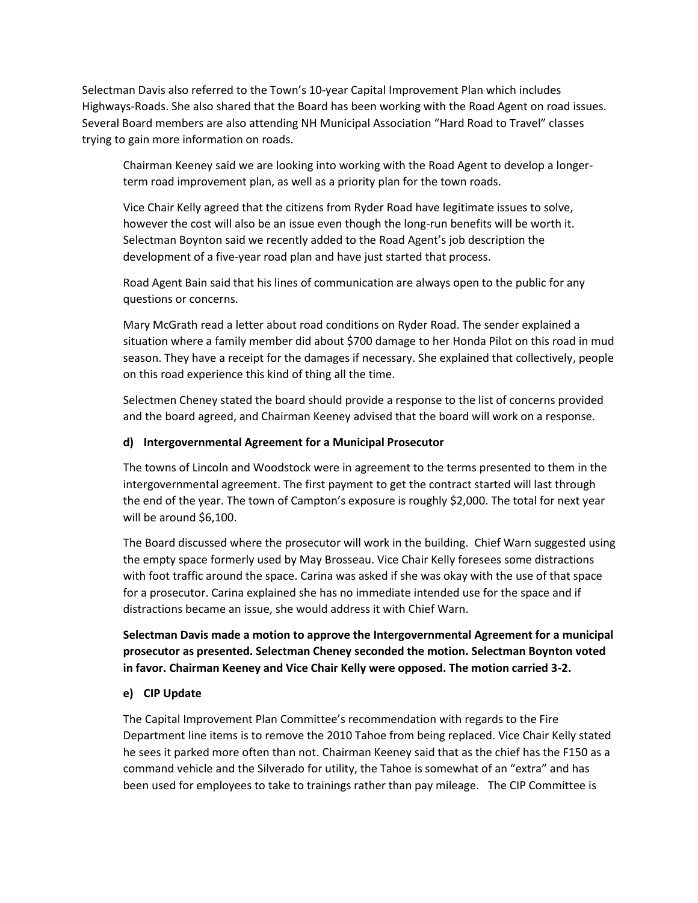Selectman Davis also referred to the Town's 10-year Capital Improvement Plan which includes Highways-Roads. She also shared that the Board has been working with the Road Agent on road issues. Several Board members are also attending NH Municipal Association "Hard Road to Travel" classes trying to gain more information on roads.

Chairman Keeney said we are looking into working with the Road Agent to develop a longer-term road improvement plan, as well as a priority plan for the town roads.

Vice Chair Kelly agreed that the citizens from Ryder Road have legitimate issues to solve, however the cost will also be an issue even though the long-run benefits will be worth it. Selectman Boynton said we recently added to the Road Agent's job description the development of a five-year road plan and have just started that process.

Road Agent Bain said that his lines of communication are always open to the public for any questions or concerns.

Mary McGrath read a letter about road conditions on Ryder Road. The sender explained a situation where a family member did about $700 damage to her Honda Pilot on this road in mud season. They have a receipt for the damages if necessary. She explained that collectively, people on this road experience this kind of thing all the time.

Selectmen Cheney stated the board should provide a response to the list of concerns provided and the board agreed, and Chairman Keeney advised that the board will work on a response.

**d) Intergovernmental Agreement for a Municipal Prosecutor**

The towns of Lincoln and Woodstock were in agreement to the terms presented to them in the intergovernmental agreement. The first payment to get the contract started will last through the end of the year. The town of Campton's exposure is roughly $2,000. The total for next year will be around $6,100.

The Board discussed where the prosecutor will work in the building. Chief Warn suggested using the empty space formerly used by May Brosseau. Vice Chair Kelly foresees some distractions with foot traffic around the space. Carina was asked if she was okay with the use of that space for a prosecutor. Carina explained she has no immediate intended use for the space and if distractions became an issue, she would address it with Chief Warn.

**Selectman Davis made a motion to approve the Intergovernmental Agreement for a municipal prosecutor as presented. Selectman Cheney seconded the motion. Selectman Boynton voted in favor. Chairman Keeney and Vice Chair Kelly were opposed. The motion carried 3-2.**

**e) CIP Update**

The Capital Improvement Plan Committee's recommendation with regards to the Fire Department line items is to remove the 2010 Tahoe from being replaced. Vice Chair Kelly stated he sees it parked more often than not. Chairman Keeney said that as the chief has the F150 as a command vehicle and the Silverado for utility, the Tahoe is somewhat of an "extra" and has been used for employees to take to trainings rather than pay mileage. The CIP Committee is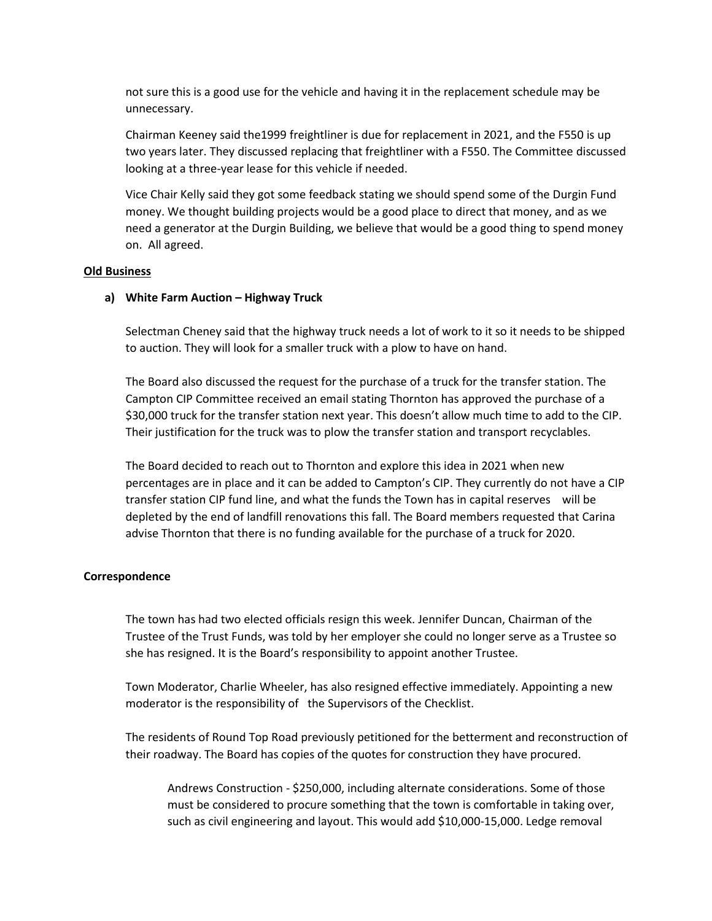not sure this is a good use for the vehicle and having it in the replacement schedule may be unnecessary.

Chairman Keeney said the1999 freightliner is due for replacement in 2021, and the F550 is up two years later. They discussed replacing that freightliner with a F550. The Committee discussed looking at a three-year lease for this vehicle if needed.

Vice Chair Kelly said they got some feedback stating we should spend some of the Durgin Fund money. We thought building projects would be a good place to direct that money, and as we need a generator at the Durgin Building, we believe that would be a good thing to spend money on. All agreed.

**Old Business**

**a) White Farm Auction – Highway Truck**

Selectman Cheney said that the highway truck needs a lot of work to it so it needs to be shipped to auction. They will look for a smaller truck with a plow to have on hand.

The Board also discussed the request for the purchase of a truck for the transfer station. The Campton CIP Committee received an email stating Thornton has approved the purchase of a $30,000 truck for the transfer station next year. This doesn't allow much time to add to the CIP. Their justification for the truck was to plow the transfer station and transport recyclables.

The Board decided to reach out to Thornton and explore this idea in 2021 when new percentages are in place and it can be added to Campton's CIP. They currently do not have a CIP transfer station CIP fund line, and what the funds the Town has in capital reserves will be depleted by the end of landfill renovations this fall. The Board members requested that Carina advise Thornton that there is no funding available for the purchase of a truck for 2020.

**Correspondence**

The town has had two elected officials resign this week. Jennifer Duncan, Chairman of the Trustee of the Trust Funds, was told by her employer she could no longer serve as a Trustee so she has resigned. It is the Board's responsibility to appoint another Trustee.

Town Moderator, Charlie Wheeler, has also resigned effective immediately. Appointing a new moderator is the responsibility of the Supervisors of the Checklist.

The residents of Round Top Road previously petitioned for the betterment and reconstruction of their roadway. The Board has copies of the quotes for construction they have procured.

> Andrews Construction - $250,000, including alternate considerations. Some of those must be considered to procure something that the town is comfortable in taking over, such as civil engineering and layout. This would add $10,000-15,000. Ledge removal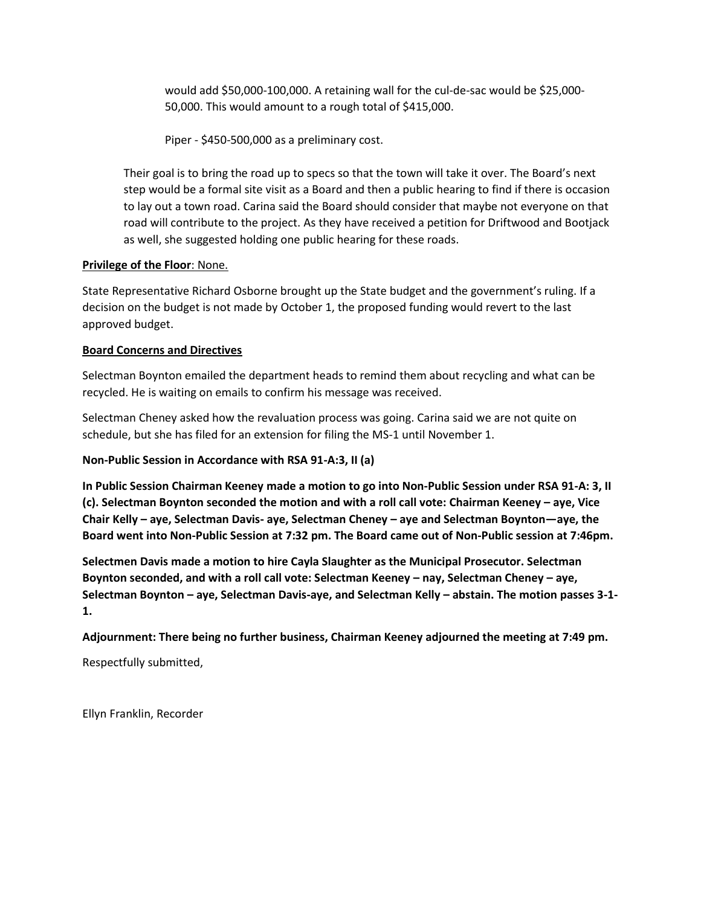would add $50,000-100,000. A retaining wall for the cul-de-sac would be $25,000-50,000. This would amount to a rough total of $415,000.

Piper - $450-500,000 as a preliminary cost.

Their goal is to bring the road up to specs so that the town will take it over. The Board's next step would be a formal site visit as a Board and then a public hearing to find if there is occasion to lay out a town road. Carina said the Board should consider that maybe not everyone on that road will contribute to the project. As they have received a petition for Driftwood and Bootjack as well, she suggested holding one public hearing for these roads.

**Privilege of the Floor**: None.

State Representative Richard Osborne brought up the State budget and the government's ruling. If a decision on the budget is not made by October 1, the proposed funding would revert to the last approved budget.

**Board Concerns and Directives**

Selectman Boynton emailed the department heads to remind them about recycling and what can be recycled. He is waiting on emails to confirm his message was received.

Selectman Cheney asked how the revaluation process was going. Carina said we are not quite on schedule, but she has filed for an extension for filing the MS-1 until November 1.

**Non-Public Session in Accordance with RSA 91-A:3, II (a)**

**In Public Session Chairman Keeney made a motion to go into Non-Public Session under RSA 91-A: 3, II (c). Selectman Boynton seconded the motion and with a roll call vote: Chairman Keeney – aye, Vice Chair Kelly – aye, Selectman Davis- aye, Selectman Cheney – aye and Selectman Boynton—aye, the Board went into Non-Public Session at 7:32 pm. The Board came out of Non-Public session at 7:46pm.**

**Selectmen Davis made a motion to hire Cayla Slaughter as the Municipal Prosecutor. Selectman Boynton seconded, and with a roll call vote: Selectman Keeney – nay, Selectman Cheney – aye, Selectman Boynton – aye, Selectman Davis-aye, and Selectman Kelly – abstain. The motion passes 3-1-1.**

**Adjournment: There being no further business, Chairman Keeney adjourned the meeting at 7:49 pm.**

Respectfully submitted,

Ellyn Franklin, Recorder